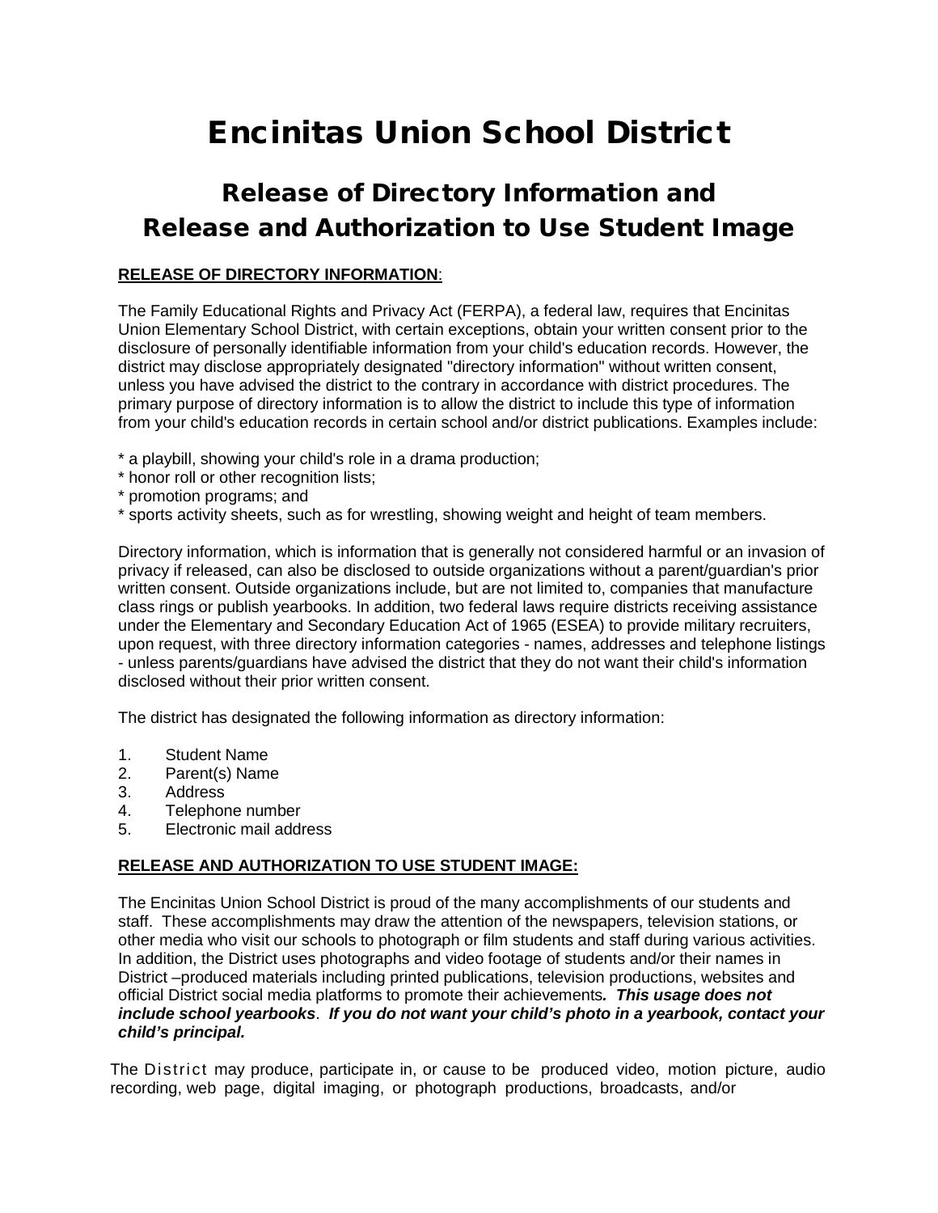# Encinitas Union School District

## Release of Directory Information and Release and Authorization to Use Student Image

**RELEASE OF DIRECTORY INFORMATION**:

The Family Educational Rights and Privacy Act (FERPA), a federal law, requires that Encinitas Union Elementary School District, with certain exceptions, obtain your written consent prior to the disclosure of personally identifiable information from your child's education records. However, the district may disclose appropriately designated "directory information" without written consent, unless you have advised the district to the contrary in accordance with district procedures. The primary purpose of directory information is to allow the district to include this type of information from your child's education records in certain school and/or district publications. Examples include:

* a playbill, showing your child's role in a drama production;
* honor roll or other recognition lists;
* promotion programs; and
* sports activity sheets, such as for wrestling, showing weight and height of team members.

Directory information, which is information that is generally not considered harmful or an invasion of privacy if released, can also be disclosed to outside organizations without a parent/guardian's prior written consent. Outside organizations include, but are not limited to, companies that manufacture class rings or publish yearbooks. In addition, two federal laws require districts receiving assistance under the Elementary and Secondary Education Act of 1965 (ESEA) to provide military recruiters, upon request, with three directory information categories - names, addresses and telephone listings - unless parents/guardians have advised the district that they do not want their child's information disclosed without their prior written consent.

The district has designated the following information as directory information:

1. Student Name
2. Parent(s) Name
3. Address
4. Telephone number
5. Electronic mail address

**RELEASE AND AUTHORIZATION TO USE STUDENT IMAGE:**

The Encinitas Union School District is proud of the many accomplishments of our students and staff. These accomplishments may draw the attention of the newspapers, television stations, or other media who visit our schools to photograph or film students and staff during various activities. In addition, the District uses photographs and video footage of students and/or their names in District –produced materials including printed publications, television productions, websites and official District social media platforms to promote their achievements***. This usage does not include school yearbooks***. ***If you do not want your child's photo in a yearbook, contact your child's principal.***

The District may produce, participate in, or cause to be produced video, motion picture, audio recording, web page, digital imaging, or photograph productions, broadcasts, and/or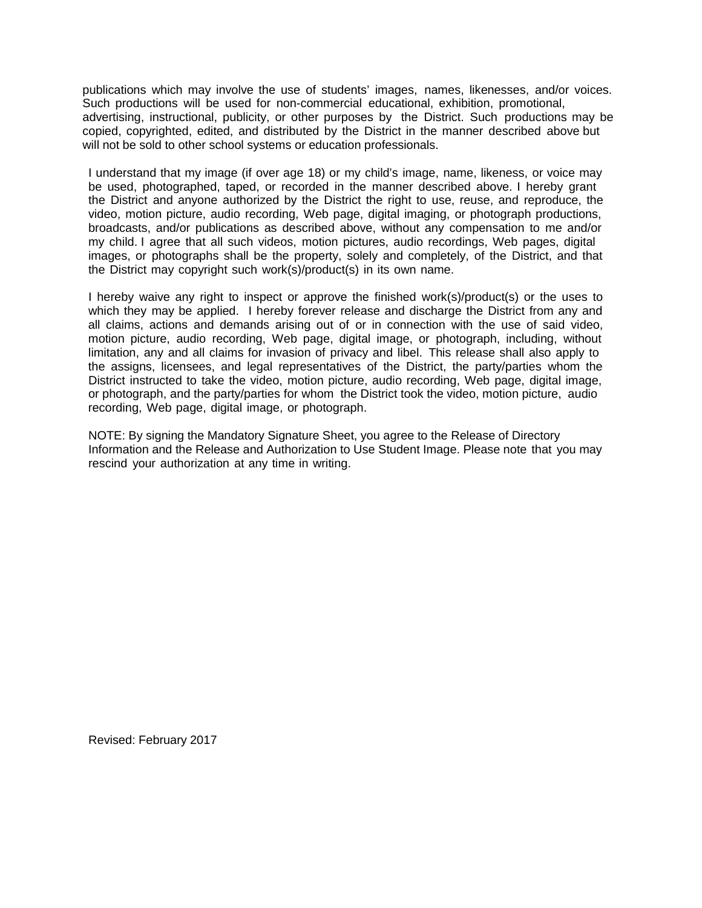publications which may involve the use of students' images, names, likenesses, and/or voices. Such productions will be used for non-commercial educational, exhibition, promotional, advertising, instructional, publicity, or other purposes by the District. Such productions may be copied, copyrighted, edited, and distributed by the District in the manner described above but will not be sold to other school systems or education professionals.

I understand that my image (if over age 18) or my child's image, name, likeness, or voice may be used, photographed, taped, or recorded in the manner described above. I hereby grant the District and anyone authorized by the District the right to use, reuse, and reproduce, the video, motion picture, audio recording, Web page, digital imaging, or photograph productions, broadcasts, and/or publications as described above, without any compensation to me and/or my child. I agree that all such videos, motion pictures, audio recordings, Web pages, digital images, or photographs shall be the property, solely and completely, of the District, and that the District may copyright such work(s)/product(s) in its own name.

I hereby waive any right to inspect or approve the finished work(s)/product(s) or the uses to which they may be applied. I hereby forever release and discharge the District from any and all claims, actions and demands arising out of or in connection with the use of said video, motion picture, audio recording, Web page, digital image, or photograph, including, without limitation, any and all claims for invasion of privacy and libel. This release shall also apply to the assigns, licensees, and legal representatives of the District, the party/parties whom the District instructed to take the video, motion picture, audio recording, Web page, digital image, or photograph, and the party/parties for whom the District took the video, motion picture, audio recording, Web page, digital image, or photograph.

NOTE: By signing the Mandatory Signature Sheet, you agree to the Release of Directory Information and the Release and Authorization to Use Student Image. Please note that you may rescind your authorization at any time in writing.

Revised: February 2017